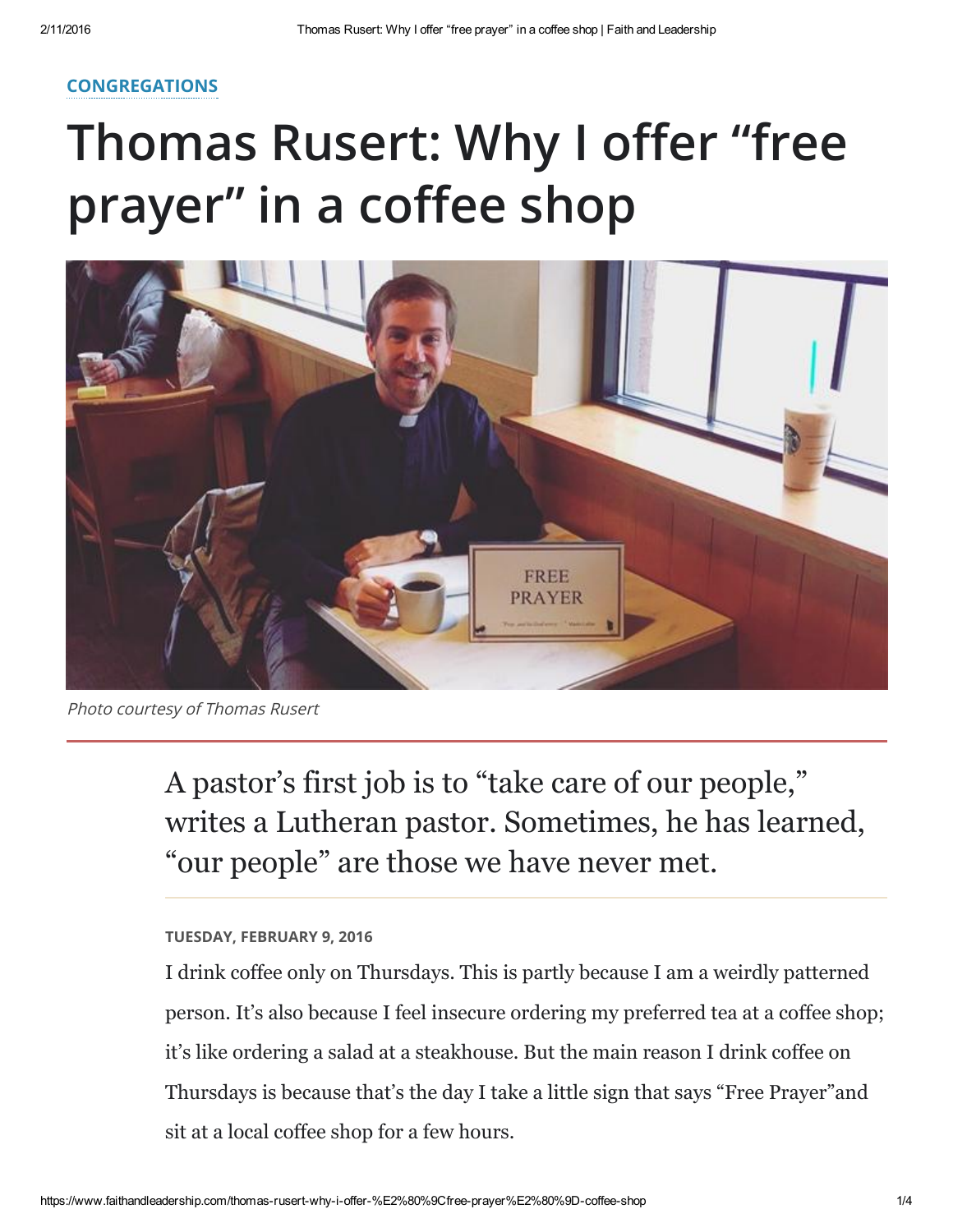**CONGREGATIONS**

# Thomas Rusert: Why I offer "free prayer" in a coffee shop

*Photo courtesy of Thomas Rusert*

A pastor's first job is to "take care of our people," writes a Lutheran pastor. Sometimes, he has learned, "our people" are those we have never met.

**TUESDAY, FEBRUARY 9, 2016**

I drink coffee only on Thursdays. This is partly because I am a weirdly patterned person. It's also because I feel insecure ordering my preferred tea at a coffee shop; it's like ordering a salad at a steakhouse. But the main reason I drink coffee on Thursdays is because that's the day I take a little sign that says "Free Prayer"and sit at a local coffee shop for a few hours.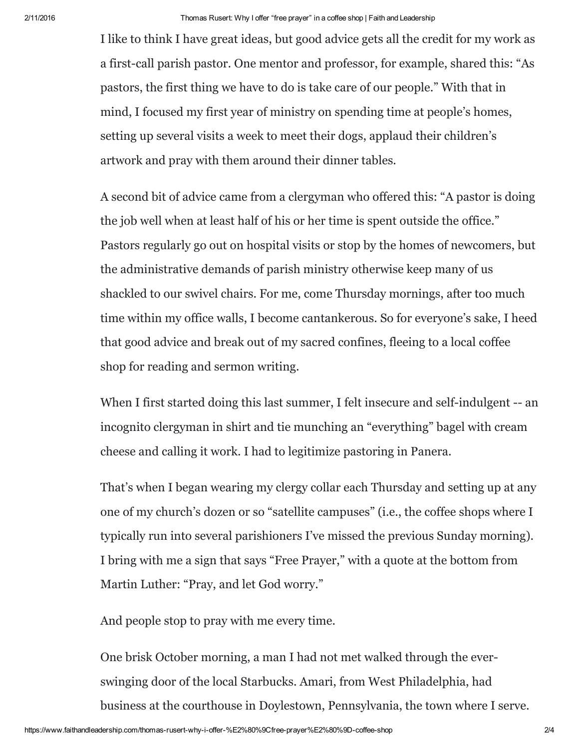I like to think I have great ideas, but good advice gets all the credit for my work as a first-call parish pastor. One mentor and professor, for example, shared this: "As pastors, the first thing we have to do is take care of our people." With that in mind, I focused my first year of ministry on spending time at people's homes, setting up several visits a week to meet their dogs, applaud their children's artwork and pray with them around their dinner tables.

A second bit of advice came from a clergyman who offered this: "A pastor is doing the job well when at least half of his or her time is spent outside the office." Pastors regularly go out on hospital visits or stop by the homes of newcomers, but the administrative demands of parish ministry otherwise keep many of us shackled to our swivel chairs. For me, come Thursday mornings, after too much time within my office walls, I become cantankerous. So for everyone's sake, I heed that good advice and break out of my sacred confines, fleeing to a local coffee shop for reading and sermon writing.

When I first started doing this last summer, I felt insecure and self-indulgent -- an incognito clergyman in shirt and tie munching an "everything" bagel with cream cheese and calling it work. I had to legitimize pastoring in Panera.

That's when I began wearing my clergy collar each Thursday and setting up at any one of my church's dozen or so "satellite campuses" (i.e., the coffee shops where I typically run into several parishioners I've missed the previous Sunday morning). I bring with me a sign that says "Free Prayer," with a quote at the bottom from Martin Luther: "Pray, and let God worry."

And people stop to pray with me every time.

One brisk October morning, a man I had not met walked through the ever-swinging door of the local Starbucks. Amari, from West Philadelphia, had business at the courthouse in Doylestown, Pennsylvania, the town where I serve.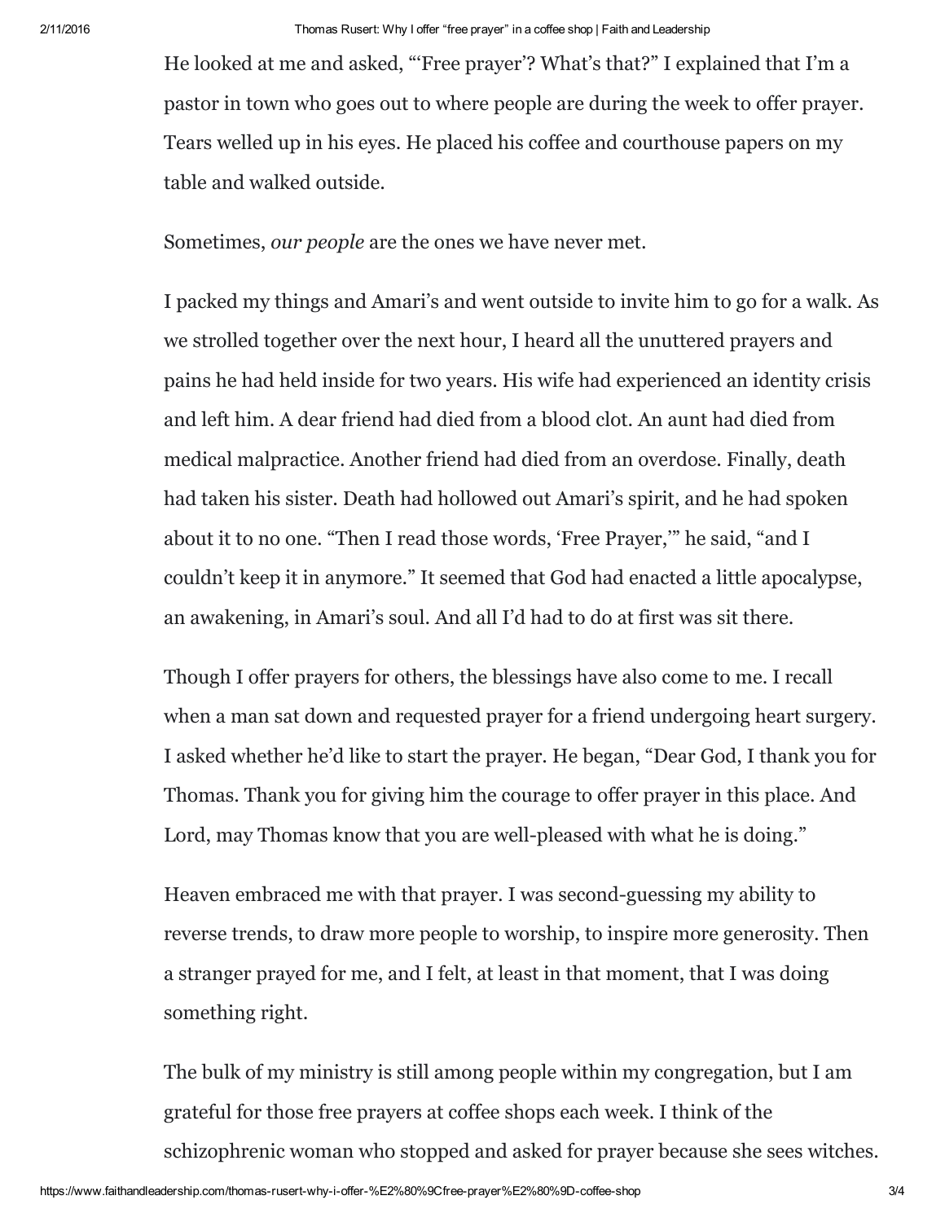He looked at me and asked, "'Free prayer'? What's that?" I explained that I'm a pastor in town who goes out to where people are during the week to offer prayer. Tears welled up in his eyes. He placed his coffee and courthouse papers on my table and walked outside.

Sometimes, *our people* are the ones we have never met.

I packed my things and Amari's and went outside to invite him to go for a walk. As we strolled together over the next hour, I heard all the unuttered prayers and pains he had held inside for two years. His wife had experienced an identity crisis and left him. A dear friend had died from a blood clot. An aunt had died from medical malpractice. Another friend had died from an overdose. Finally, death had taken his sister. Death had hollowed out Amari's spirit, and he had spoken about it to no one. "Then I read those words, 'Free Prayer,'" he said, "and I couldn't keep it in anymore." It seemed that God had enacted a little apocalypse, an awakening, in Amari's soul. And all I'd had to do at first was sit there.

Though I offer prayers for others, the blessings have also come to me. I recall when a man sat down and requested prayer for a friend undergoing heart surgery. I asked whether he'd like to start the prayer. He began, "Dear God, I thank you for Thomas. Thank you for giving him the courage to offer prayer in this place. And Lord, may Thomas know that you are well-pleased with what he is doing."

Heaven embraced me with that prayer. I was second-guessing my ability to reverse trends, to draw more people to worship, to inspire more generosity. Then a stranger prayed for me, and I felt, at least in that moment, that I was doing something right.

The bulk of my ministry is still among people within my congregation, but I am grateful for those free prayers at coffee shops each week. I think of the schizophrenic woman who stopped and asked for prayer because she sees witches.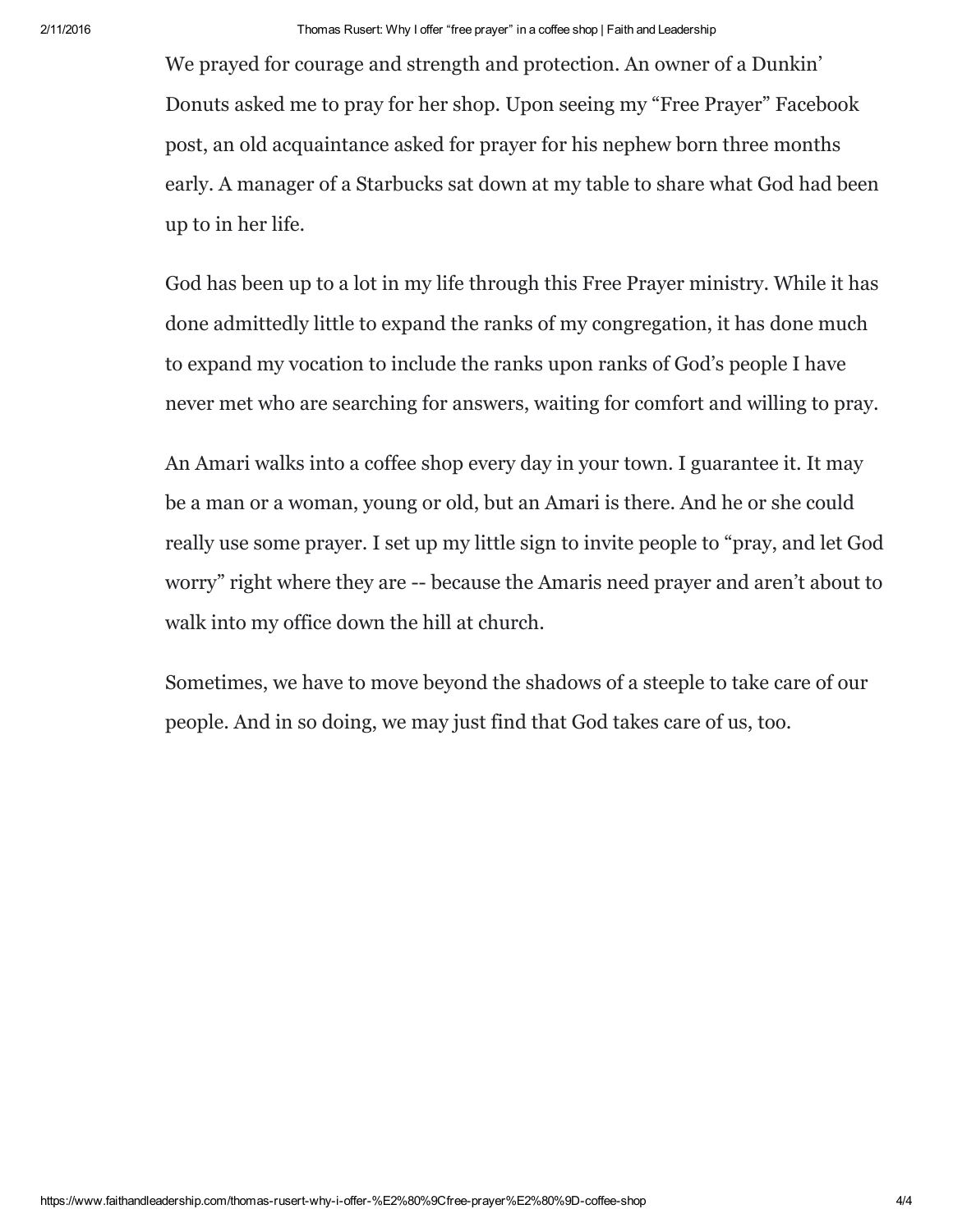We prayed for courage and strength and protection. An owner of a Dunkin' Donuts asked me to pray for her shop. Upon seeing my "Free Prayer" Facebook post, an old acquaintance asked for prayer for his nephew born three months early. A manager of a Starbucks sat down at my table to share what God had been up to in her life.

God has been up to a lot in my life through this Free Prayer ministry. While it has done admittedly little to expand the ranks of my congregation, it has done much to expand my vocation to include the ranks upon ranks of God's people I have never met who are searching for answers, waiting for comfort and willing to pray.

An Amari walks into a coffee shop every day in your town. I guarantee it. It may be a man or a woman, young or old, but an Amari is there. And he or she could really use some prayer. I set up my little sign to invite people to "pray, and let God worry" right where they are -- because the Amaris need prayer and aren't about to walk into my office down the hill at church.

Sometimes, we have to move beyond the shadows of a steeple to take care of our people. And in so doing, we may just find that God takes care of us, too.